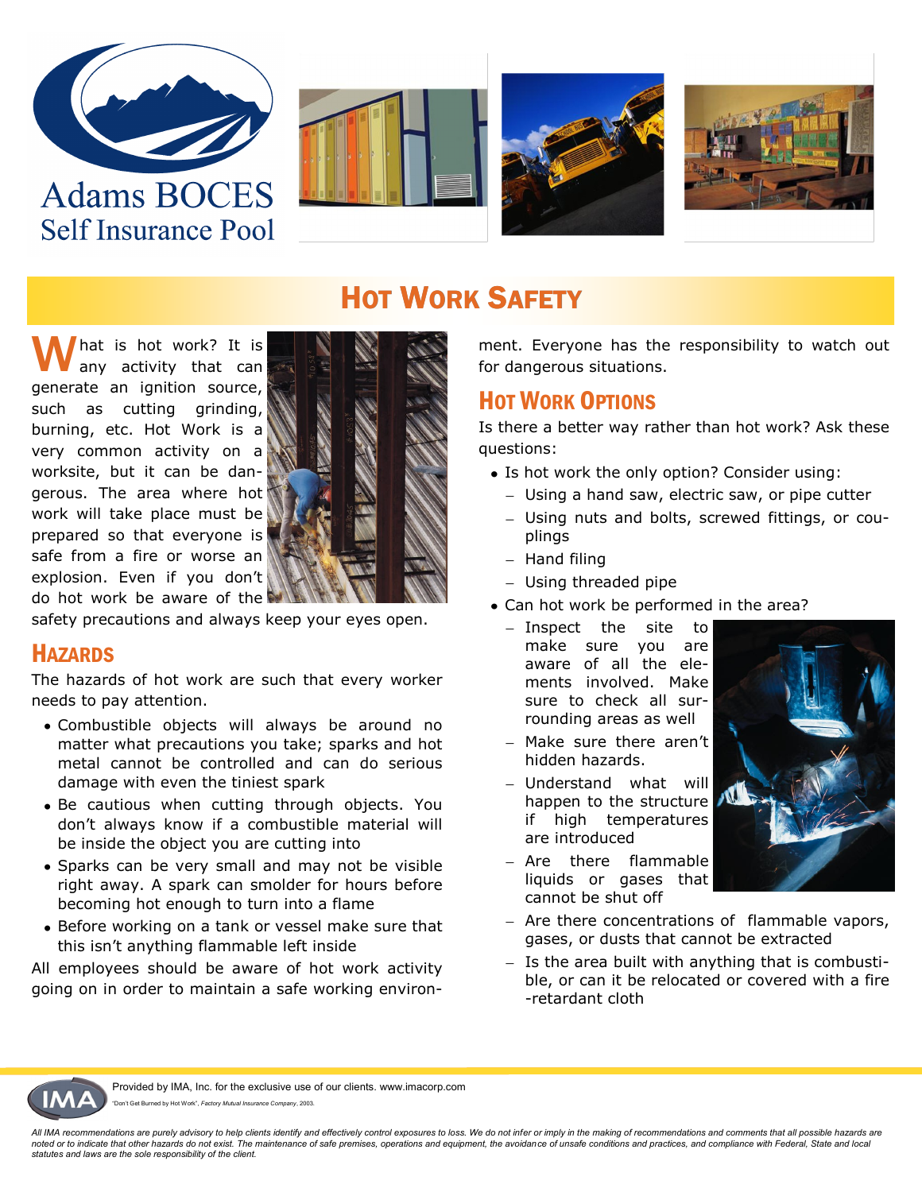Adams BOCES
Self Insurance Pool

# Hot Work Safety

What is hot work? It is any activity that can generate an ignition source, such as cutting grinding, burning, etc. Hot Work is a very common activity on a worksite, but it can be dangerous. The area where hot work will take place must be prepared so that everyone is safe from a fire or worse an explosion. Even if you don't do hot work be aware of the safety precautions and always keep your eyes open.

## Hazards

The hazards of hot work are such that every worker needs to pay attention.

- Combustible objects will always be around no matter what precautions you take; sparks and hot metal cannot be controlled and can do serious damage with even the tiniest spark
- Be cautious when cutting through objects. You don't always know if a combustible material will be inside the object you are cutting into
- Sparks can be very small and may not be visible right away. A spark can smolder for hours before becoming hot enough to turn into a flame
- Before working on a tank or vessel make sure that this isn't anything flammable left inside

All employees should be aware of hot work activity going on in order to maintain a safe working environment. Everyone has the responsibility to watch out for dangerous situations.

## Hot Work Options

Is there a better way rather than hot work? Ask these questions:

- Is hot work the only option? Consider using:
  - Using a hand saw, electric saw, or pipe cutter
  - Using nuts and bolts, screwed fittings, or couplings
  - Hand filing
  - Using threaded pipe
- Can hot work be performed in the area?
  - Inspect the site to make sure you are aware of all the elements involved. Make sure to check all surrounding areas as well
  - Make sure there aren't hidden hazards.
  - Understand what will happen to the structure if high temperatures are introduced
  - Are there flammable liquids or gases that cannot be shut off
  - Are there concentrations of flammable vapors, gases, or dusts that cannot be extracted
  - Is the area built with anything that is combustible, or can it be relocated or covered with a fire-retardant cloth

Provided by IMA, Inc. for the exclusive use of our clients. www.imacorp.com

"Don't Get Burned by Hot Work", *Factory Mutual Insurance Company*, 2003.

*All IMA recommendations are purely advisory to help clients identify and effectively control exposures to loss. We do not infer or imply in the making of recommendations and comments that all possible hazards are noted or to indicate that other hazards do not exist. The maintenance of safe premises, operations and equipment, the avoidance of unsafe conditions and practices, and compliance with Federal, State and local statutes and laws are the sole responsibility of the client.*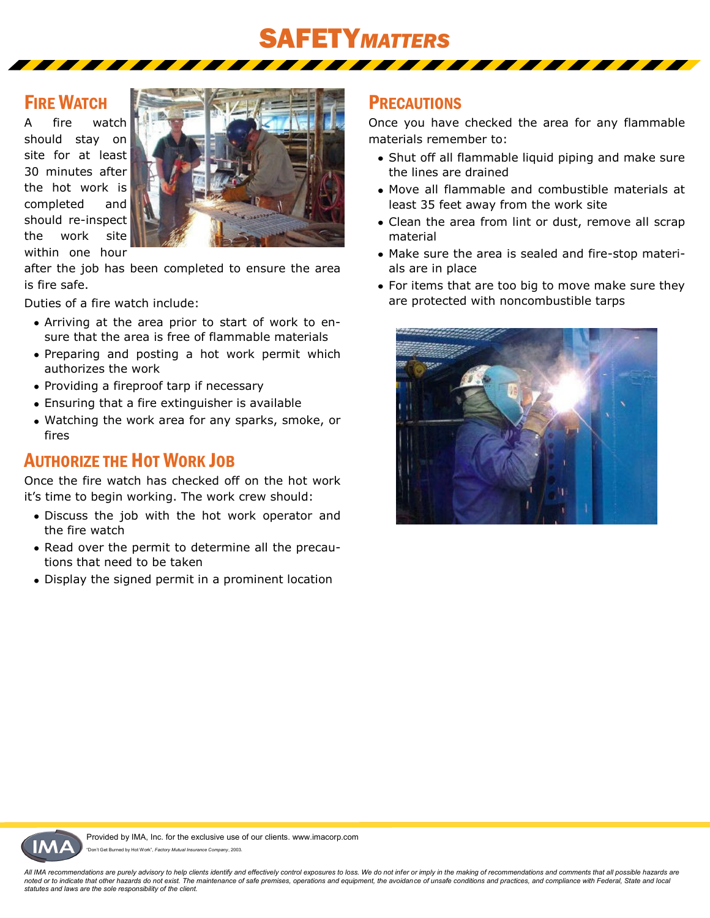# SAFETY*MATTERS*

## FIRE WATCH

A fire watch should stay on site for at least 30 minutes after the hot work is completed and should re-inspect the work site within one hour after the job has been completed to ensure the area is fire safe.

Duties of a fire watch include:

- Arriving at the area prior to start of work to ensure that the area is free of flammable materials
- Preparing and posting a hot work permit which authorizes the work
- Providing a fireproof tarp if necessary
- Ensuring that a fire extinguisher is available
- Watching the work area for any sparks, smoke, or fires

## AUTHORIZE THE HOT WORK JOB

Once the fire watch has checked off on the hot work it's time to begin working. The work crew should:

- Discuss the job with the hot work operator and the fire watch
- Read over the permit to determine all the precautions that need to be taken
- Display the signed permit in a prominent location

## PRECAUTIONS

Once you have checked the area for any flammable materials remember to:

- Shut off all flammable liquid piping and make sure the lines are drained
- Move all flammable and combustible materials at least 35 feet away from the work site
- Clean the area from lint or dust, remove all scrap material
- Make sure the area is sealed and fire-stop materials are in place
- For items that are too big to move make sure they are protected with noncombustible tarps

Provided by IMA, Inc. for the exclusive use of our clients. www.imacorp.com

"Don't Get Burned by Hot Work", *Factory Mutual Insurance Company*, 2003.

*All IMA recommendations are purely advisory to help clients identify and effectively control exposures to loss. We do not infer or imply in the making of recommendations and comments that all possible hazards are noted or to indicate that other hazards do not exist. The maintenance of safe premises, operations and equipment, the avoidance of unsafe conditions and practices, and compliance with Federal, State and local statutes and laws are the sole responsibility of the client.*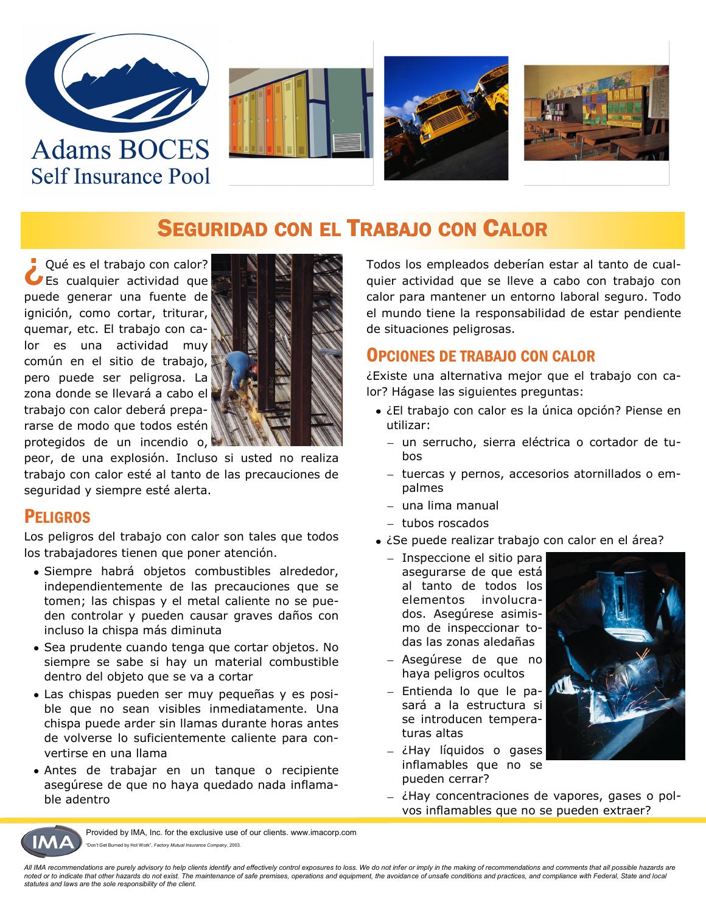Adams BOCES
Self Insurance Pool

# Seguridad con el Trabajo con Calor

¿Qué es el trabajo con calor? Es cualquier actividad que puede generar una fuente de ignición, como cortar, triturar, quemar, etc. El trabajo con calor es una actividad muy común en el sitio de trabajo, pero puede ser peligrosa. La zona donde se llevará a cabo el trabajo con calor deberá prepararse de modo que todos estén protegidos de un incendio o, peor, de una explosión. Incluso si usted no realiza trabajo con calor esté al tanto de las precauciones de seguridad y siempre esté alerta.

## Peligros

Los peligros del trabajo con calor son tales que todos los trabajadores tienen que poner atención.

- Siempre habrá objetos combustibles alrededor, independientemente de las precauciones que se tomen; las chispas y el metal caliente no se pueden controlar y pueden causar graves daños con incluso la chispa más diminuta
- Sea prudente cuando tenga que cortar objetos. No siempre se sabe si hay un material combustible dentro del objeto que se va a cortar
- Las chispas pueden ser muy pequeñas y es posible que no sean visibles inmediatamente. Una chispa puede arder sin llamas durante horas antes de volverse lo suficientemente caliente para convertirse en una llama
- Antes de trabajar en un tanque o recipiente asegúrese de que no haya quedado nada inflamable adentro

Todos los empleados deberían estar al tanto de cualquier actividad que se lleve a cabo con trabajo con calor para mantener un entorno laboral seguro. Todo el mundo tiene la responsabilidad de estar pendiente de situaciones peligrosas.

## Opciones de Trabajo con Calor

¿Existe una alternativa mejor que el trabajo con calor? Hágase las siguientes preguntas:

- ¿El trabajo con calor es la única opción? Piense en utilizar:
  - un serrucho, sierra eléctrica o cortador de tubos
  - tuercas y pernos, accesorios atornillados o empalmes
  - una lima manual
  - tubos roscados
- ¿Se puede realizar trabajo con calor en el área?
  - Inspeccione el sitio para asegurarse de que está al tanto de todos los elementos involucrados. Asegúrese asimismo de inspeccionar todas las zonas aledañas
  - Asegúrese de que no haya peligros ocultos
  - Entienda lo que le pasará a la estructura si se introducen temperaturas altas
  - ¿Hay líquidos o gases inflamables que no se pueden cerrar?
  - ¿Hay concentraciones de vapores, gases o polvos inflamables que no se pueden extraer?

Provided by IMA, Inc. for the exclusive use of our clients. www.imacorp.com

"Don't Get Burned by Hot Work", *Factory Mutual Insurance Company*, 2003.

*All IMA recommendations are purely advisory to help clients identify and effectively control exposures to loss. We do not infer or imply in the making of recommendations and comments that all possible hazards are noted or to indicate that other hazards do not exist. The maintenance of safe premises, operations and equipment, the avoidance of unsafe conditions and practices, and compliance with Federal, State and local statutes and laws are the sole responsibility of the client.*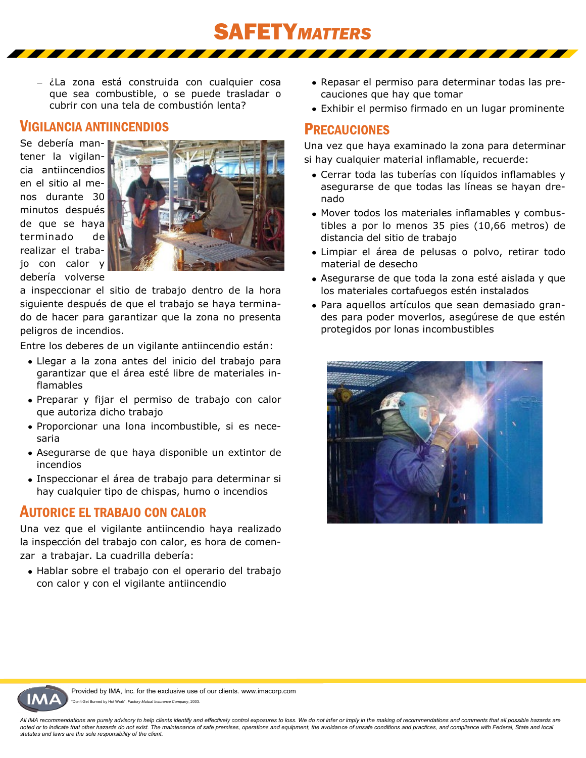- ¿La zona está construida con cualquier cosa que sea combustible, o se puede trasladar o cubrir con una tela de combustión lenta?

## Vigilancia antiincendios

Se debería mantener la vigilancia antiincendios en el sitio al menos durante 30 minutos después de que se haya terminado de realizar el trabajo con calor y debería volverse a inspeccionar el sitio de trabajo dentro de la hora siguiente después de que el trabajo se haya terminado de hacer para garantizar que la zona no presenta peligros de incendios.

Entre los deberes de un vigilante antiincendio están:

- Llegar a la zona antes del inicio del trabajo para garantizar que el área esté libre de materiales inflamables
- Preparar y fijar el permiso de trabajo con calor que autoriza dicho trabajo
- Proporcionar una lona incombustible, si es necesaria
- Asegurarse de que haya disponible un extintor de incendios
- Inspeccionar el área de trabajo para determinar si hay cualquier tipo de chispas, humo o incendios

## Autorice el trabajo con calor

Una vez que el vigilante antiincendio haya realizado la inspección del trabajo con calor, es hora de comenzar a trabajar. La cuadrilla debería:

- Hablar sobre el trabajo con el operario del trabajo con calor y con el vigilante antiincendio
- Repasar el permiso para determinar todas las precauciones que hay que tomar
- Exhibir el permiso firmado en un lugar prominente

## Precauciones

Una vez que haya examinado la zona para determinar si hay cualquier material inflamable, recuerde:

- Cerrar todas las tuberías con líquidos inflamables y asegurarse de que todas las líneas se hayan drenado
- Mover todos los materiales inflamables y combustibles a por lo menos 35 pies (10,66 metros) de distancia del sitio de trabajo
- Limpiar el área de pelusas o polvo, retirar todo material de desecho
- Asegurarse de que toda la zona esté aislada y que los materiales cortafuegos estén instalados
- Para aquellos artículos que sean demasiado grandes para poder moverlos, asegúrese de que estén protegidos por lonas incombustibles

Provided by IMA, Inc. for the exclusive use of our clients. www.imacorp.com

"Don't Get Burned by Hot Work", *Factory Mutual Insurance Company*, 2003.

*All IMA recommendations are purely advisory to help clients identify and effectively control exposures to loss. We do not infer or imply in the making of recommendations and comments that all possible hazards are noted or to indicate that other hazards do not exist. The maintenance of safe premises, operations and equipment, the avoidance of unsafe conditions and practices, and compliance with Federal, State and local statutes and laws are the sole responsibility of the client.*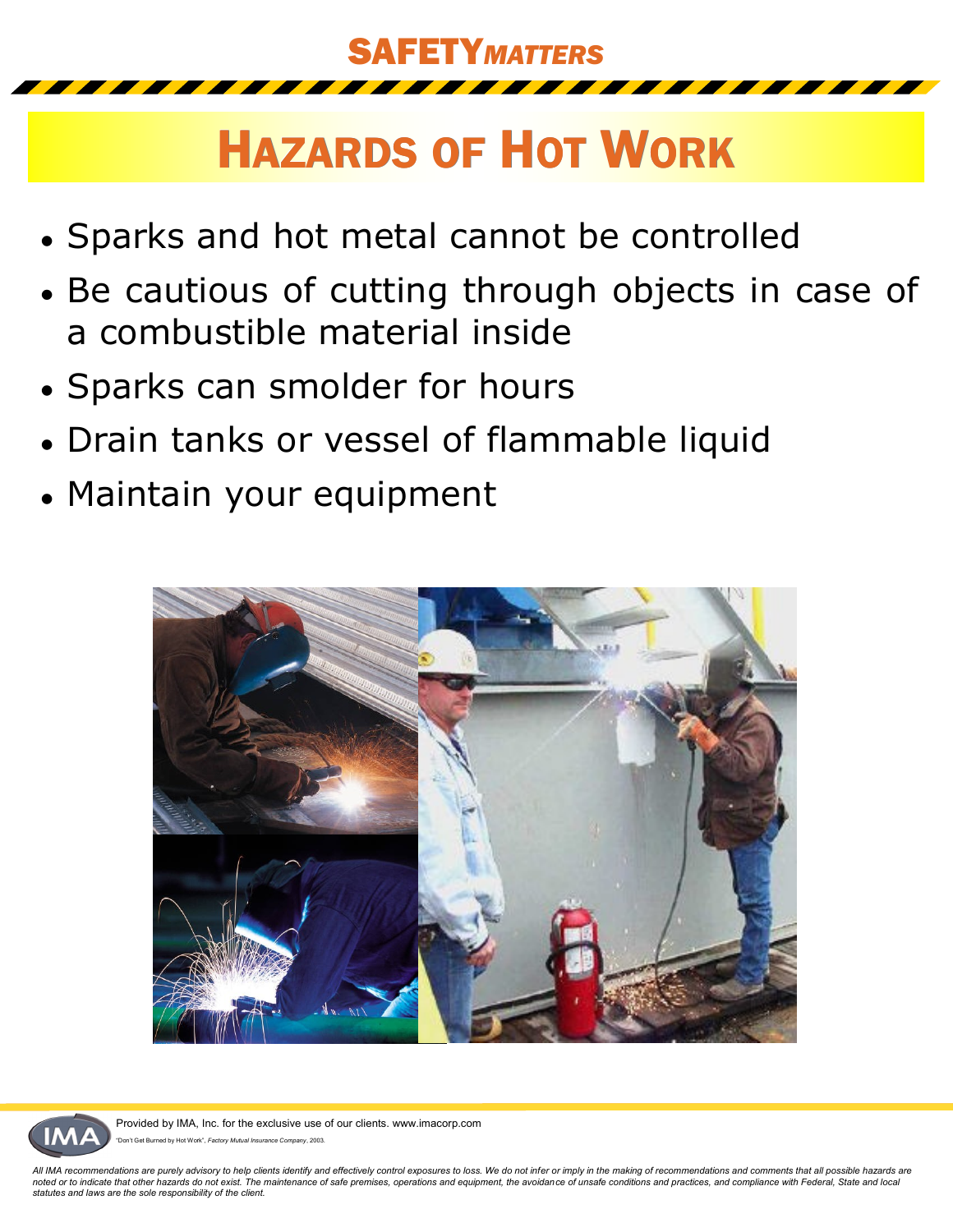SAFETY*MATTERS*

# Hazards of Hot Work

- Sparks and hot metal cannot be controlled
- Be cautious of cutting through objects in case of a combustible material inside
- Sparks can smolder for hours
- Drain tanks or vessel of flammable liquid
- Maintain your equipment

Provided by IMA, Inc. for the exclusive use of our clients. www.imacorp.com

"Don't Get Burned by Hot Work", *Factory Mutual Insurance Company*, 2003.

*All IMA recommendations are purely advisory to help clients identify and effectively control exposures to loss. We do not infer or imply in the making of recommendations and comments that all possible hazards are noted or to indicate that other hazards do not exist. The maintenance of safe premises, operations and equipment, the avoidance of unsafe conditions and practices, and compliance with Federal, State and local statutes and laws are the sole responsibility of the client.*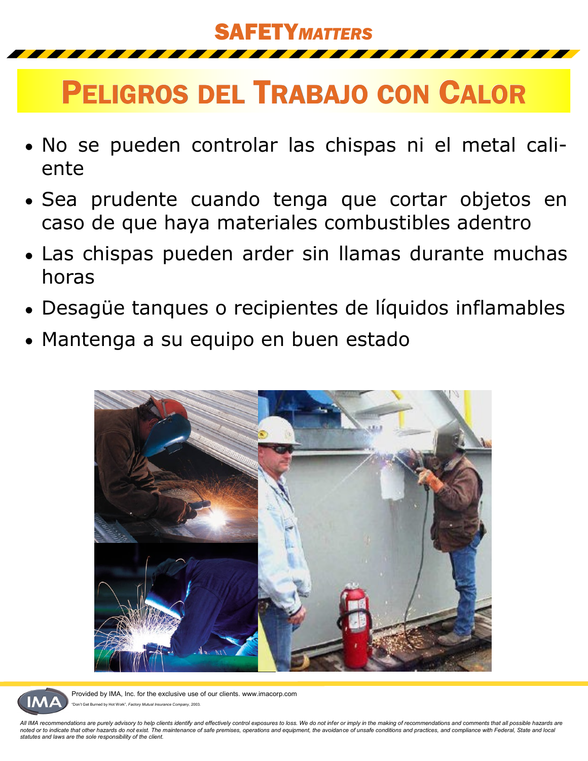SAFETY*MATTERS*

# Peligros del Trabajo con Calor

- No se pueden controlar las chispas ni el metal caliente
- Sea prudente cuando tenga que cortar objetos en caso de que haya materiales combustibles adentro
- Las chispas pueden arder sin llamas durante muchas horas
- Desagüe tanques o recipientes de líquidos inflamables
- Mantenga a su equipo en buen estado

Provided by IMA, Inc. for the exclusive use of our clients. www.imacorp.com

"Don't Get Burned by Hot Work", *Factory Mutual Insurance Company*, 2003.

*All IMA recommendations are purely advisory to help clients identify and effectively control exposures to loss. We do not infer or imply in the making of recommendations and comments that all possible hazards are noted or to indicate that other hazards do not exist. The maintenance of safe premises, operations and equipment, the avoidance of unsafe conditions and practices, and compliance with Federal, State and local statutes and laws are the sole responsibility of the client.*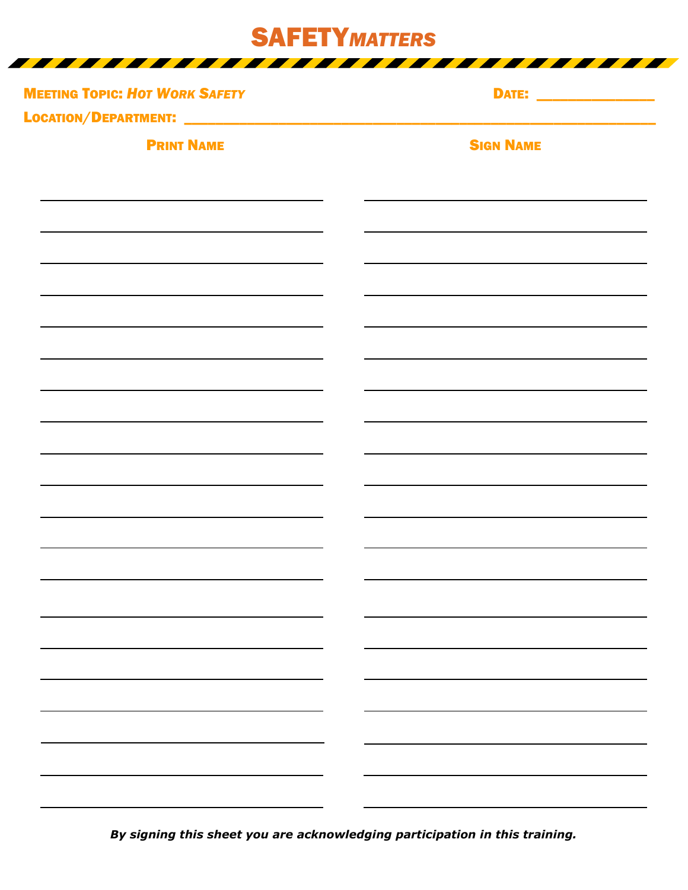# SAFETY*MATTERS*

**Meeting Topic:** ***Hot Work Safety*** **Date:** ______________

**Location/Department:** ________________________________________________________

| Print Name | Sign Name |
|---|---|
| | |
| | |
| | |
| | |
| | |
| | |
| | |
| | |
| | |
| | |
| | |
| | |
| | |
| | |
| | |
| | |
| | |
| | |
| | |
| | |

***By signing this sheet you are acknowledging participation in this training.***